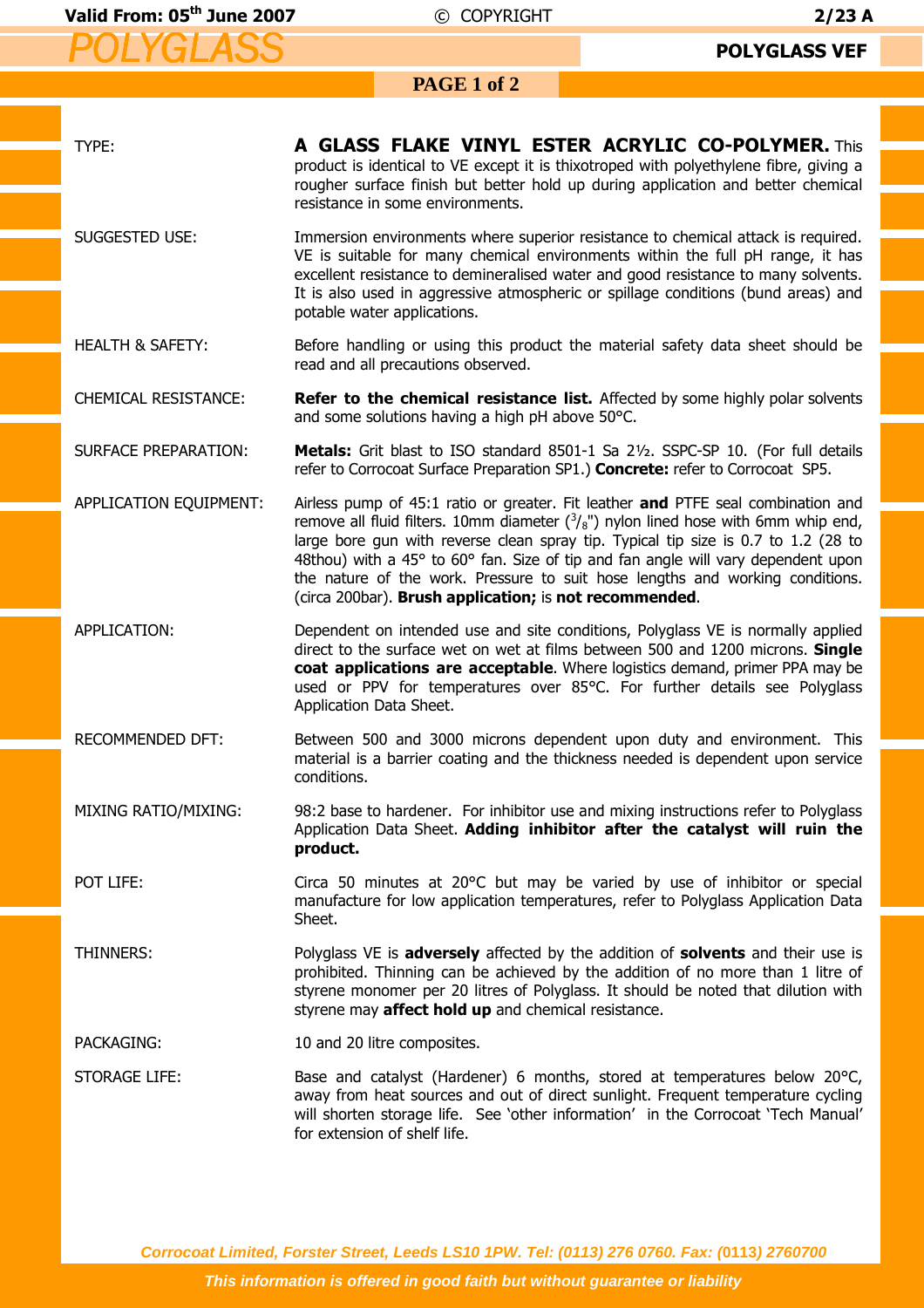# POLYGLASS

**POLYGLASS VEF**

Valid From: 05th June 2007 | © COPYRIGHT | 2/23 A

| | |
|---|---|
| TYPE: | **A GLASS FLAKE VINYL ESTER ACRYLIC CO-POLYMER.** This product is identical to VE except it is thixotroped with polyethylene fibre, giving a rougher surface finish but better hold up during application and better chemical resistance in some environments. |
| SUGGESTED USE: | Immersion environments where superior resistance to chemical attack is required. VE is suitable for many chemical environments within the full pH range, it has excellent resistance to demineralised water and good resistance to many solvents. It is also used in aggressive atmospheric or spillage conditions (bund areas) and potable water applications. |
| HEALTH & SAFETY: | Before handling or using this product the material safety data sheet should be read and all precautions observed. |
| CHEMICAL RESISTANCE: | **Refer to the chemical resistance list.** Affected by some highly polar solvents and some solutions having a high pH above 50°C. |
| SURFACE PREPARATION: | **Metals:** Grit blast to ISO standard 8501-1 Sa 2½. SSPC-SP 10. (For full details refer to Corrocoat Surface Preparation SP1.) **Concrete:** refer to Corrocoat SP5. |
| APPLICATION EQUIPMENT: | Airless pump of 45:1 ratio or greater. Fit leather **and** PTFE seal combination and remove all fluid filters. 10mm diameter ($^3/_8$") nylon lined hose with 6mm whip end, large bore gun with reverse clean spray tip. Typical tip size is 0.7 to 1.2 (28 to 48thou) with a 45° to 60° fan. Size of tip and fan angle will vary dependent upon the nature of the work. Pressure to suit hose lengths and working conditions. (circa 200bar). **Brush application;** is **not recommended**. |
| APPLICATION: | Dependent on intended use and site conditions, Polyglass VE is normally applied direct to the surface wet on wet at films between 500 and 1200 microns. **Single coat applications are acceptable**. Where logistics demand, primer PPA may be used or PPV for temperatures over 85°C. For further details see Polyglass Application Data Sheet. |
| RECOMMENDED DFT: | Between 500 and 3000 microns dependent upon duty and environment. This material is a barrier coating and the thickness needed is dependent upon service conditions. |
| MIXING RATIO/MIXING: | 98:2 base to hardener. For inhibitor use and mixing instructions refer to Polyglass Application Data Sheet. **Adding inhibitor after the catalyst will ruin the product.** |
| POT LIFE: | Circa 50 minutes at 20°C but may be varied by use of inhibitor or special manufacture for low application temperatures, refer to Polyglass Application Data Sheet. |
| THINNERS: | Polyglass VE is **adversely** affected by the addition of **solvents** and their use is prohibited. Thinning can be achieved by the addition of no more than 1 litre of styrene monomer per 20 litres of Polyglass. It should be noted that dilution with styrene may **affect hold up** and chemical resistance. |
| PACKAGING: | 10 and 20 litre composites. |
| STORAGE LIFE: | Base and catalyst (Hardener) 6 months, stored at temperatures below 20°C, away from heat sources and out of direct sunlight. Frequent temperature cycling will shorten storage life. See 'other information' in the Corrocoat 'Tech Manual' for extension of shelf life. |

*Corrocoat Limited, Forster Street, Leeds LS10 1PW. Tel: (0113) 276 0760. Fax: (0113) 2760700*

*This information is offered in good faith but without guarantee or liability*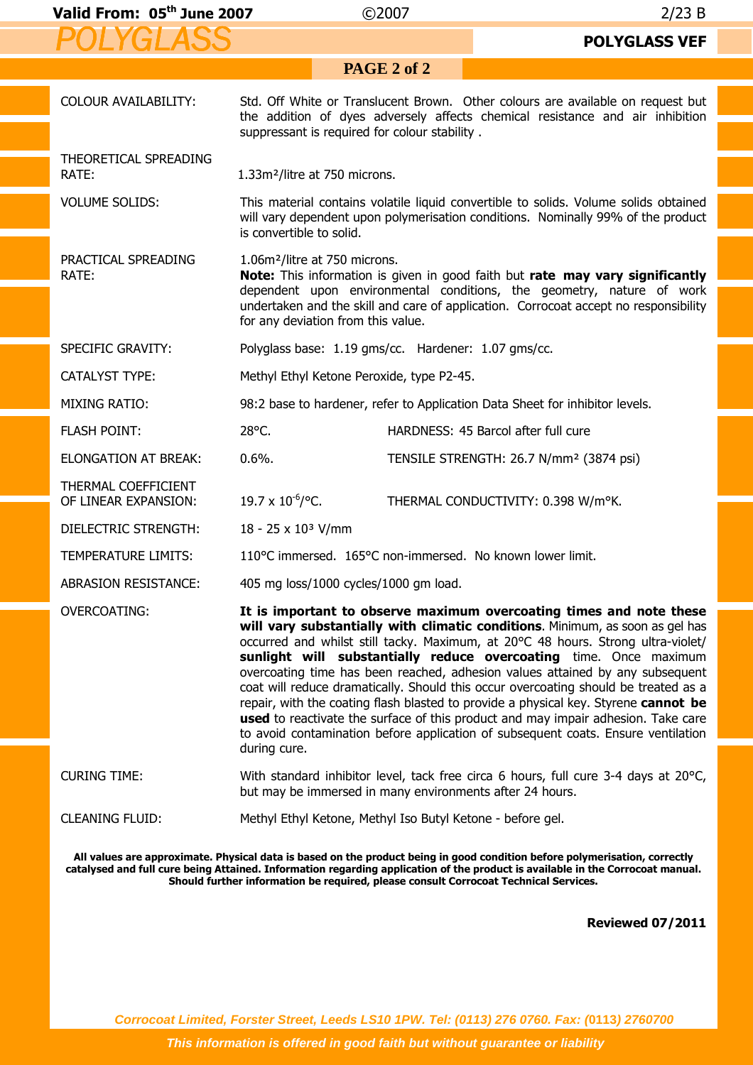| | |
|---|---|
| COLOUR AVAILABILITY: | Std. Off White or Translucent Brown. Other colours are available on request but the addition of dyes adversely affects chemical resistance and air inhibition suppressant is required for colour stability . |
| THEORETICAL SPREADING RATE: | 1.33m²/litre at 750 microns. |
| VOLUME SOLIDS: | This material contains volatile liquid convertible to solids. Volume solids obtained will vary dependent upon polymerisation conditions. Nominally 99% of the product is convertible to solid. |
| PRACTICAL SPREADING RATE: | 1.06m²/litre at 750 microns. **Note:** This information is given in good faith but **rate may vary significantly** dependent upon environmental conditions, the geometry, nature of work undertaken and the skill and care of application. Corrocoat accept no responsibility for any deviation from this value. |
| SPECIFIC GRAVITY: | Polyglass base: 1.19 gms/cc. Hardener: 1.07 gms/cc. |
| CATALYST TYPE: | Methyl Ethyl Ketone Peroxide, type P2-45. |
| MIXING RATIO: | 98:2 base to hardener, refer to Application Data Sheet for inhibitor levels. |
| FLASH POINT: | 28°C. HARDNESS: 45 Barcol after full cure |
| ELONGATION AT BREAK: | 0.6%. TENSILE STRENGTH: 26.7 N/mm² (3874 psi) |
| THERMAL COEFFICIENT OF LINEAR EXPANSION: | $19.7 \times 10^{-6}$/°C. THERMAL CONDUCTIVITY: 0.398 W/m°K. |
| DIELECTRIC STRENGTH: | $18 - 25 \times 10^{3}$ V/mm |
| TEMPERATURE LIMITS: | 110°C immersed. 165°C non-immersed. No known lower limit. |
| ABRASION RESISTANCE: | 405 mg loss/1000 cycles/1000 gm load. |
| OVERCOATING: | **It is important to observe maximum overcoating times and note these will vary substantially with climatic conditions**. Minimum, as soon as gel has occurred and whilst still tacky. Maximum, at 20°C 48 hours. Strong ultra-violet/ **sunlight will substantially reduce overcoating** time. Once maximum overcoating time has been reached, adhesion values attained by any subsequent coat will reduce dramatically. Should this occur overcoating should be treated as a repair, with the coating flash blasted to provide a physical key. Styrene **cannot be used** to reactivate the surface of this product and may impair adhesion. Take care to avoid contamination before application of subsequent coats. Ensure ventilation during cure. |
| CURING TIME: | With standard inhibitor level, tack free circa 6 hours, full cure 3-4 days at 20°C, but may be immersed in many environments after 24 hours. |
| CLEANING FLUID: | Methyl Ethyl Ketone, Methyl Iso Butyl Ketone - before gel. |

**All values are approximate. Physical data is based on the product being in good condition before polymerisation, correctly catalysed and full cure being Attained. Information regarding application of the product is available in the Corrocoat manual. Should further information be required, please consult Corrocoat Technical Services.**

**Reviewed 07/2011**

*Corrocoat Limited, Forster Street, Leeds LS10 1PW. Tel: (0113) 276 0760. Fax: (0113) 2760700*

*This information is offered in good faith but without guarantee or liability*